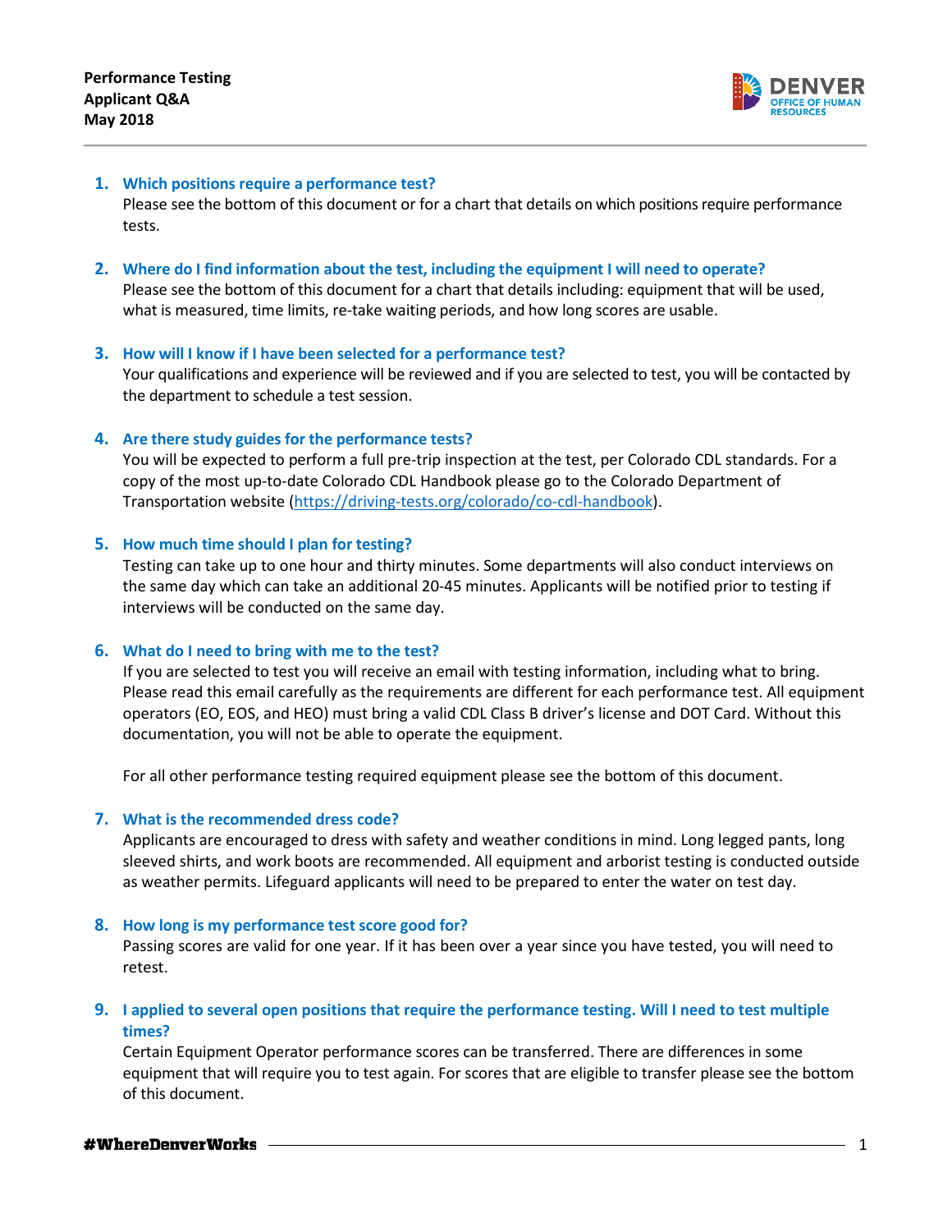**Performance Testing**
**Applicant Q&A**
**May 2018**

DENVER OFFICE OF HUMAN RESOURCES

1. **Which positions require a performance test?**
   Please see the bottom of this document or for a chart that details on which positions require performance tests.

2. **Where do I find information about the test, including the equipment I will need to operate?**
   Please see the bottom of this document for a chart that details including: equipment that will be used, what is measured, time limits, re-take waiting periods, and how long scores are usable.

3. **How will I know if I have been selected for a performance test?**
   Your qualifications and experience will be reviewed and if you are selected to test, you will be contacted by the department to schedule a test session.

4. **Are there study guides for the performance tests?**
   You will be expected to perform a full pre-trip inspection at the test, per Colorado CDL standards. For a copy of the most up-to-date Colorado CDL Handbook please go to the Colorado Department of Transportation website (https://driving-tests.org/colorado/co-cdl-handbook).

5. **How much time should I plan for testing?**
   Testing can take up to one hour and thirty minutes. Some departments will also conduct interviews on the same day which can take an additional 20-45 minutes. Applicants will be notified prior to testing if interviews will be conducted on the same day.

6. **What do I need to bring with me to the test?**
   If you are selected to test you will receive an email with testing information, including what to bring. Please read this email carefully as the requirements are different for each performance test. All equipment operators (EO, EOS, and HEO) must bring a valid CDL Class B driver's license and DOT Card. Without this documentation, you will not be able to operate the equipment.

   For all other performance testing required equipment please see the bottom of this document.

7. **What is the recommended dress code?**
   Applicants are encouraged to dress with safety and weather conditions in mind. Long legged pants, long sleeved shirts, and work boots are recommended. All equipment and arborist testing is conducted outside as weather permits. Lifeguard applicants will need to be prepared to enter the water on test day.

8. **How long is my performance test score good for?**
   Passing scores are valid for one year. If it has been over a year since you have tested, you will need to retest.

9. **I applied to several open positions that require the performance testing. Will I need to test multiple times?**
   Certain Equipment Operator performance scores can be transferred. There are differences in some equipment that will require you to test again. For scores that are eligible to transfer please see the bottom of this document.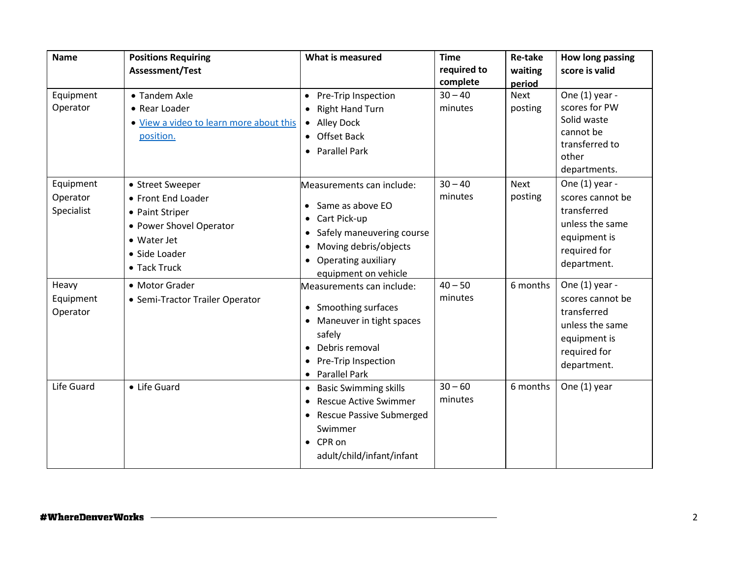| Name | Positions Requiring Assessment/Test | What is measured | Time required to complete | Re-take waiting period | How long passing score is valid |
|---|---|---|---|---|---|
| Equipment Operator | • Tandem Axle<br>• Rear Loader<br>• [View a video to learn more about this position.]() | • Pre-Trip Inspection<br>• Right Hand Turn<br>• Alley Dock<br>• Offset Back<br>• Parallel Park | 30 – 40 minutes | Next posting | One (1) year - scores for PW Solid waste cannot be transferred to other departments. |
| Equipment Operator Specialist | • Street Sweeper<br>• Front End Loader<br>• Paint Striper<br>• Power Shovel Operator<br>• Water Jet<br>• Side Loader<br>• Tack Truck | Measurements can include:<br>• Same as above EO<br>• Cart Pick-up<br>• Safely maneuvering course<br>• Moving debris/objects<br>• Operating auxiliary equipment on vehicle | 30 – 40 minutes | Next posting | One (1) year - scores cannot be transferred unless the same equipment is required for department. |
| Heavy Equipment Operator | • Motor Grader<br>• Semi-Tractor Trailer Operator | Measurements can include:<br>• Smoothing surfaces<br>• Maneuver in tight spaces safely<br>• Debris removal<br>• Pre-Trip Inspection<br>• Parallel Park | 40 – 50 minutes | 6 months | One (1) year - scores cannot be transferred unless the same equipment is required for department. |
| Life Guard | • Life Guard | • Basic Swimming skills<br>• Rescue Active Swimmer<br>• Rescue Passive Submerged Swimmer<br>• CPR on adult/child/infant/infant | 30 – 60 minutes | 6 months | One (1) year |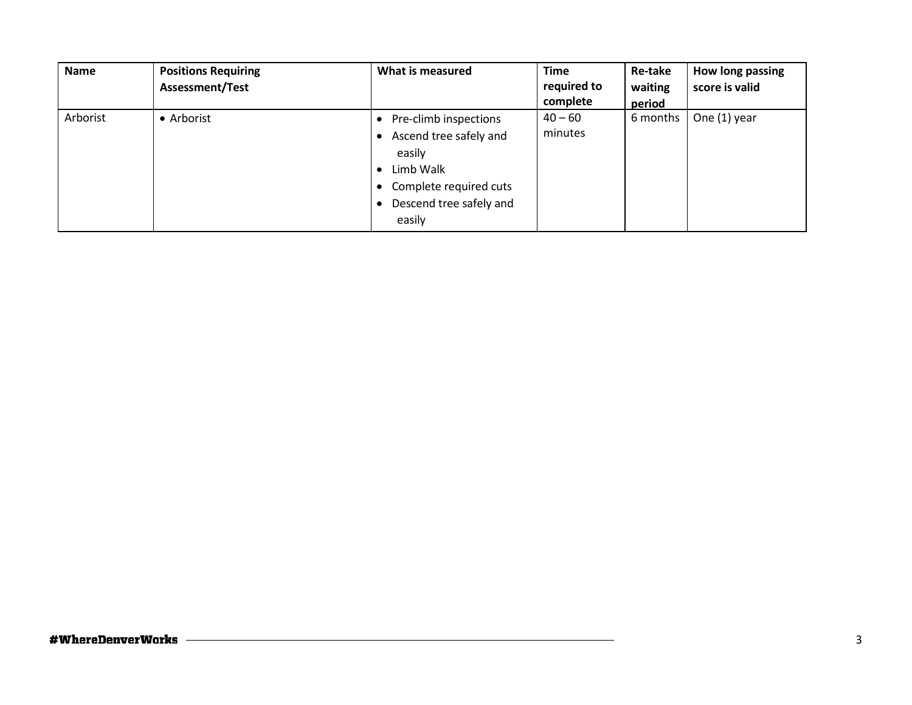| Name | Positions Requiring Assessment/Test | What is measured | Time required to complete | Re-take waiting period | How long passing score is valid |
|---|---|---|---|---|---|
| Arborist | • Arborist | • Pre-climb inspections<br>• Ascend tree safely and easily<br>• Limb Walk<br>• Complete required cuts<br>• Descend tree safely and easily | 40 – 60 minutes | 6 months | One (1) year |